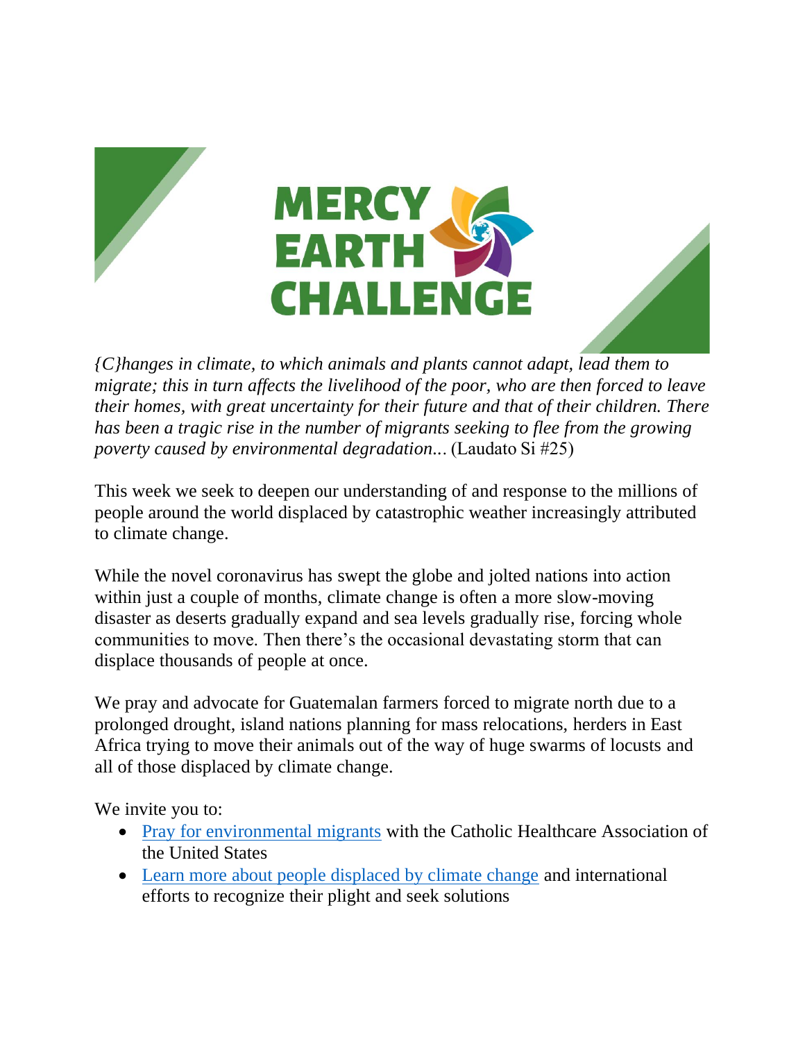# MERCY EARTH CHALLENGE

*{C}hanges in climate, to which animals and plants cannot adapt, lead them to migrate; this in turn affects the livelihood of the poor, who are then forced to leave their homes, with great uncertainty for their future and that of their children. There has been a tragic rise in the number of migrants seeking to flee from the growing poverty caused by environmental degradation…* (Laudato Si #25)

This week we seek to deepen our understanding of and response to the millions of people around the world displaced by catastrophic weather increasingly attributed to climate change.

While the novel coronavirus has swept the globe and jolted nations into action within just a couple of months, climate change is often a more slow-moving disaster as deserts gradually expand and sea levels gradually rise, forcing whole communities to move. Then there's the occasional devastating storm that can displace thousands of people at once.

We pray and advocate for Guatemalan farmers forced to migrate north due to a prolonged drought, island nations planning for mass relocations, herders in East Africa trying to move their animals out of the way of huge swarms of locusts and all of those displaced by climate change.

We invite you to:

- Pray for environmental migrants with the Catholic Healthcare Association of the United States
- Learn more about people displaced by climate change and international efforts to recognize their plight and seek solutions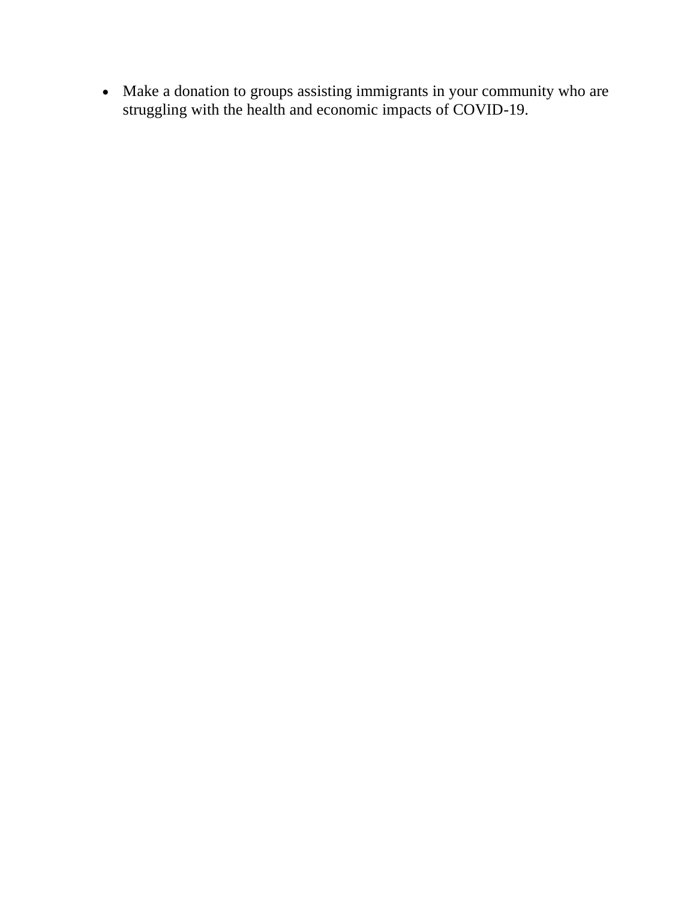- Make a donation to groups assisting immigrants in your community who are struggling with the health and economic impacts of COVID-19.